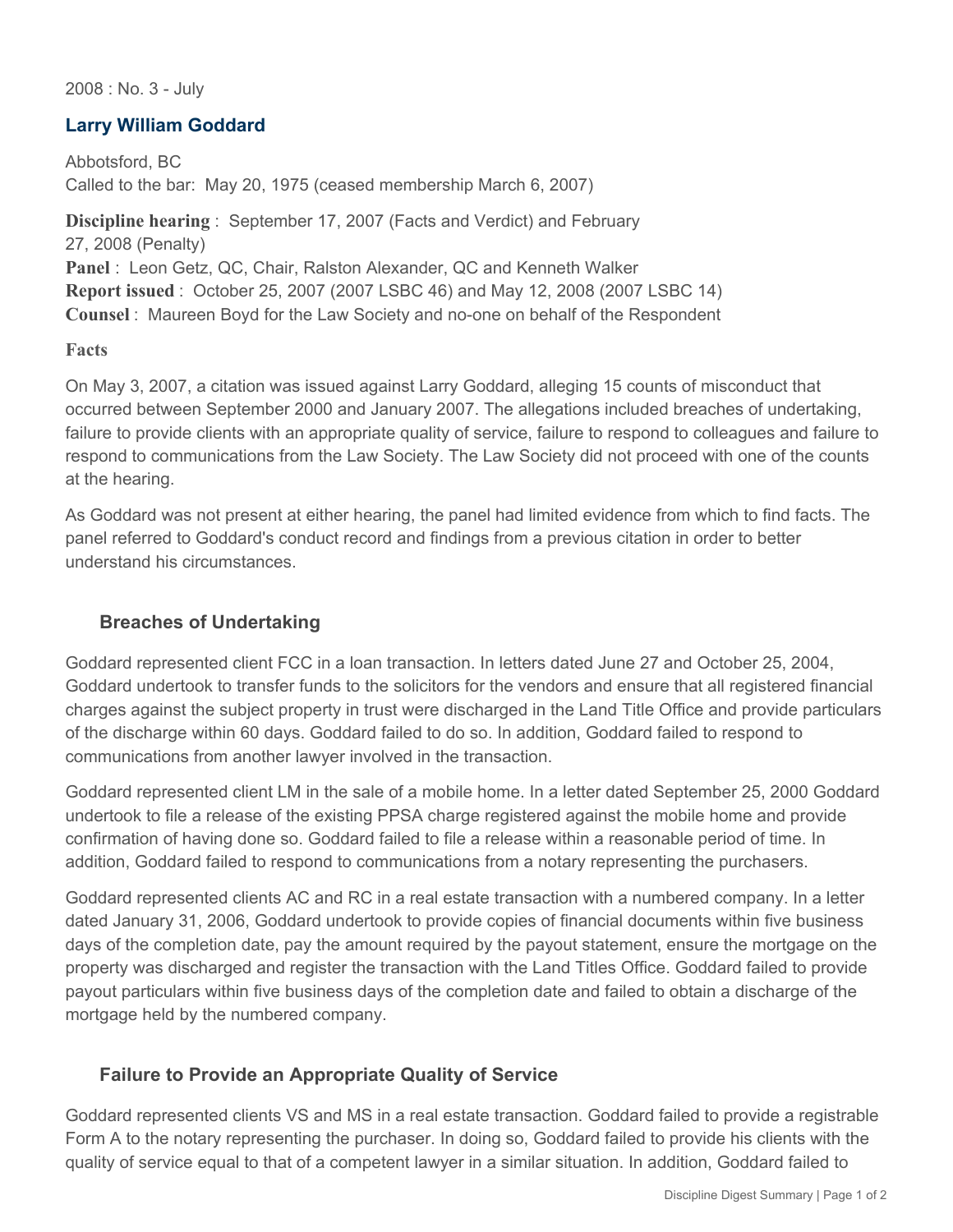2008 : No. 3 - July

## Larry William Goddard

Abbotsford, BC
Called to the bar: May 20, 1975 (ceased membership March 6, 2007)

**Discipline hearing** : September 17, 2007 (Facts and Verdict) and February 27, 2008 (Penalty)
**Panel** : Leon Getz, QC, Chair, Ralston Alexander, QC and Kenneth Walker
**Report issued** : October 25, 2007 (2007 LSBC 46) and May 12, 2008 (2007 LSBC 14)
**Counsel** : Maureen Boyd for the Law Society and no-one on behalf of the Respondent

**Facts**

On May 3, 2007, a citation was issued against Larry Goddard, alleging 15 counts of misconduct that occurred between September 2000 and January 2007. The allegations included breaches of undertaking, failure to provide clients with an appropriate quality of service, failure to respond to colleagues and failure to respond to communications from the Law Society. The Law Society did not proceed with one of the counts at the hearing.

As Goddard was not present at either hearing, the panel had limited evidence from which to find facts. The panel referred to Goddard's conduct record and findings from a previous citation in order to better understand his circumstances.

### Breaches of Undertaking

Goddard represented client FCC in a loan transaction. In letters dated June 27 and October 25, 2004, Goddard undertook to transfer funds to the solicitors for the vendors and ensure that all registered financial charges against the subject property in trust were discharged in the Land Title Office and provide particulars of the discharge within 60 days. Goddard failed to do so. In addition, Goddard failed to respond to communications from another lawyer involved in the transaction.

Goddard represented client LM in the sale of a mobile home. In a letter dated September 25, 2000 Goddard undertook to file a release of the existing PPSA charge registered against the mobile home and provide confirmation of having done so. Goddard failed to file a release within a reasonable period of time. In addition, Goddard failed to respond to communications from a notary representing the purchasers.

Goddard represented clients AC and RC in a real estate transaction with a numbered company. In a letter dated January 31, 2006, Goddard undertook to provide copies of financial documents within five business days of the completion date, pay the amount required by the payout statement, ensure the mortgage on the property was discharged and register the transaction with the Land Titles Office. Goddard failed to provide payout particulars within five business days of the completion date and failed to obtain a discharge of the mortgage held by the numbered company.

### Failure to Provide an Appropriate Quality of Service

Goddard represented clients VS and MS in a real estate transaction. Goddard failed to provide a registrable Form A to the notary representing the purchaser. In doing so, Goddard failed to provide his clients with the quality of service equal to that of a competent lawyer in a similar situation. In addition, Goddard failed to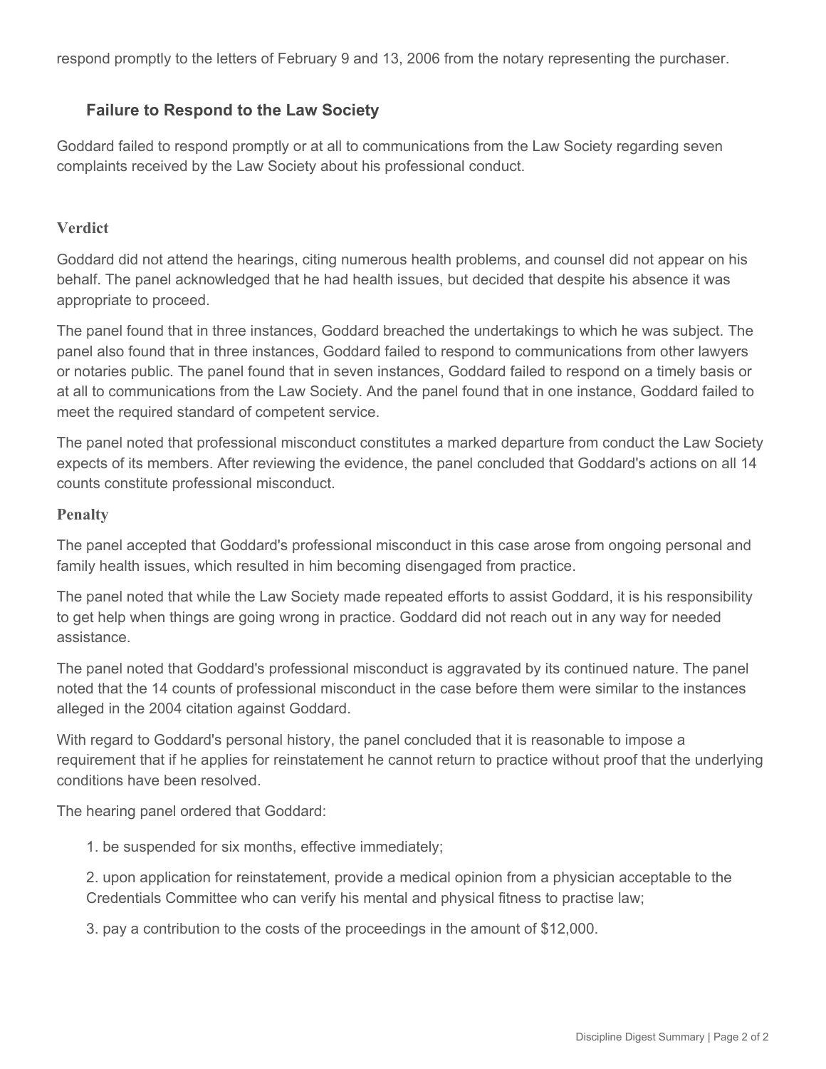respond promptly to the letters of February 9 and 13, 2006 from the notary representing the purchaser.

### Failure to Respond to the Law Society

Goddard failed to respond promptly or at all to communications from the Law Society regarding seven complaints received by the Law Society about his professional conduct.

## Verdict

Goddard did not attend the hearings, citing numerous health problems, and counsel did not appear on his behalf. The panel acknowledged that he had health issues, but decided that despite his absence it was appropriate to proceed.

The panel found that in three instances, Goddard breached the undertakings to which he was subject. The panel also found that in three instances, Goddard failed to respond to communications from other lawyers or notaries public. The panel found that in seven instances, Goddard failed to respond on a timely basis or at all to communications from the Law Society. And the panel found that in one instance, Goddard failed to meet the required standard of competent service.

The panel noted that professional misconduct constitutes a marked departure from conduct the Law Society expects of its members. After reviewing the evidence, the panel concluded that Goddard's actions on all 14 counts constitute professional misconduct.

## Penalty

The panel accepted that Goddard's professional misconduct in this case arose from ongoing personal and family health issues, which resulted in him becoming disengaged from practice.

The panel noted that while the Law Society made repeated efforts to assist Goddard, it is his responsibility to get help when things are going wrong in practice. Goddard did not reach out in any way for needed assistance.

The panel noted that Goddard's professional misconduct is aggravated by its continued nature. The panel noted that the 14 counts of professional misconduct in the case before them were similar to the instances alleged in the 2004 citation against Goddard.

With regard to Goddard's personal history, the panel concluded that it is reasonable to impose a requirement that if he applies for reinstatement he cannot return to practice without proof that the underlying conditions have been resolved.

The hearing panel ordered that Goddard:

1. be suspended for six months, effective immediately;
2. upon application for reinstatement, provide a medical opinion from a physician acceptable to the Credentials Committee who can verify his mental and physical fitness to practise law;
3. pay a contribution to the costs of the proceedings in the amount of $12,000.